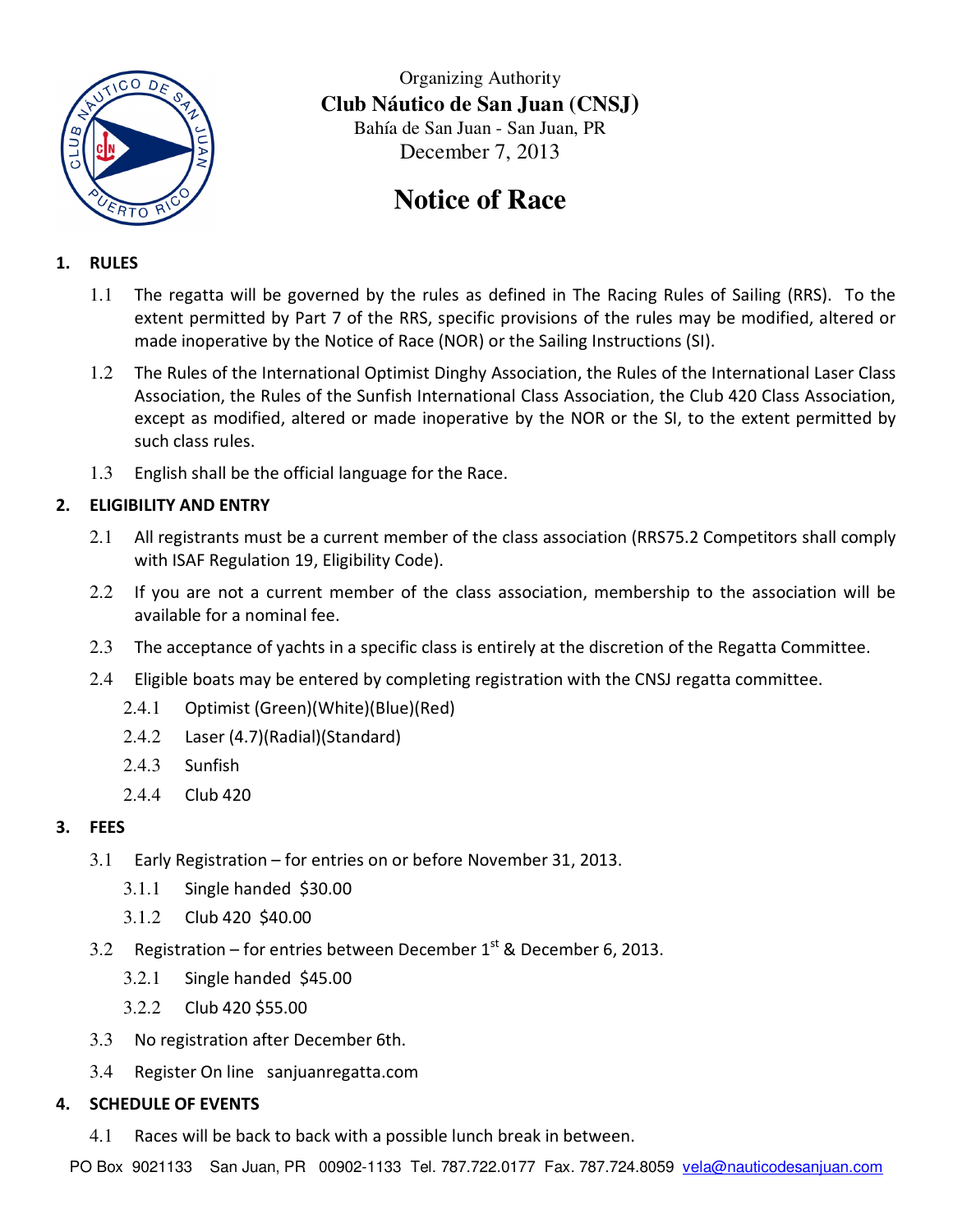Organizing Authority

**Club Náutico de San Juan (CNSJ)**

Bahía de San Juan - San Juan, PR

December 7, 2013

# Notice of Race

## 1. RULES

1.1 The regatta will be governed by the rules as defined in The Racing Rules of Sailing (RRS). To the extent permitted by Part 7 of the RRS, specific provisions of the rules may be modified, altered or made inoperative by the Notice of Race (NOR) or the Sailing Instructions (SI).

1.2 The Rules of the International Optimist Dinghy Association, the Rules of the International Laser Class Association, the Rules of the Sunfish International Class Association, the Club 420 Class Association, except as modified, altered or made inoperative by the NOR or the SI, to the extent permitted by such class rules.

1.3 English shall be the official language for the Race.

## 2. ELIGIBILITY AND ENTRY

2.1 All registrants must be a current member of the class association (RRS75.2 Competitors shall comply with ISAF Regulation 19, Eligibility Code).

2.2 If you are not a current member of the class association, membership to the association will be available for a nominal fee.

2.3 The acceptance of yachts in a specific class is entirely at the discretion of the Regatta Committee.

2.4 Eligible boats may be entered by completing registration with the CNSJ regatta committee.

- 2.4.1 Optimist (Green)(White)(Blue)(Red)
- 2.4.2 Laser (4.7)(Radial)(Standard)
- 2.4.3 Sunfish
- 2.4.4 Club 420

## 3. FEES

3.1 Early Registration – for entries on or before November 31, 2013.

- 3.1.1 Single handed $30.00
- 3.1.2 Club 420 $40.00

3.2 Registration – for entries between December 1st & December 6, 2013.

- 3.2.1 Single handed $45.00
- 3.2.2 Club 420 $55.00

3.3 No registration after December 6th.

3.4 Register On line sanjuanregatta.com

## 4. SCHEDULE OF EVENTS

4.1 Races will be back to back with a possible lunch break in between.

PO Box 9021133 San Juan, PR 00902-1133 Tel. 787.722.0177 Fax. 787.724.8059 vela@nauticodesanjuan.com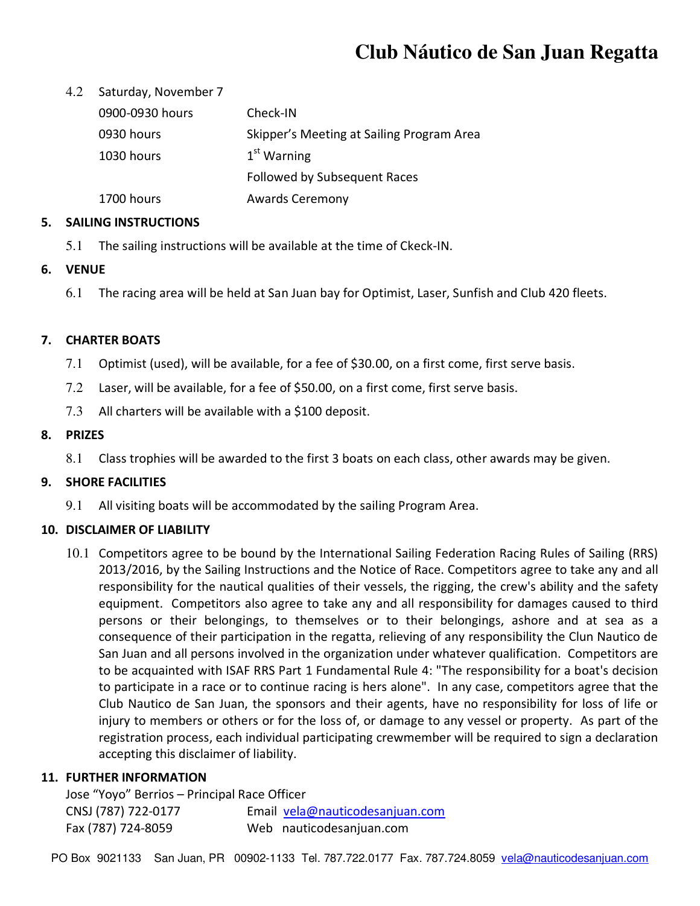4.2 Saturday, November 7

| | |
|---|---|
| 0900-0930 hours | Check-IN |
| 0930 hours | Skipper's Meeting at Sailing Program Area |
| 1030 hours | 1st Warning |
| | Followed by Subsequent Races |
| 1700 hours | Awards Ceremony |

## 5. SAILING INSTRUCTIONS

5.1 The sailing instructions will be available at the time of Ckeck-IN.

## 6. VENUE

6.1 The racing area will be held at San Juan bay for Optimist, Laser, Sunfish and Club 420 fleets.

## 7. CHARTER BOATS

7.1 Optimist (used), will be available, for a fee of $30.00, on a first come, first serve basis.

7.2 Laser, will be available, for a fee of $50.00, on a first come, first serve basis.

7.3 All charters will be available with a $100 deposit.

## 8. PRIZES

8.1 Class trophies will be awarded to the first 3 boats on each class, other awards may be given.

## 9. SHORE FACILITIES

9.1 All visiting boats will be accommodated by the sailing Program Area.

## 10. DISCLAIMER OF LIABILITY

10.1 Competitors agree to be bound by the International Sailing Federation Racing Rules of Sailing (RRS) 2013/2016, by the Sailing Instructions and the Notice of Race. Competitors agree to take any and all responsibility for the nautical qualities of their vessels, the rigging, the crew's ability and the safety equipment. Competitors also agree to take any and all responsibility for damages caused to third persons or their belongings, to themselves or to their belongings, ashore and at sea as a consequence of their participation in the regatta, relieving of any responsibility the Clun Nautico de San Juan and all persons involved in the organization under whatever qualification. Competitors are to be acquainted with ISAF RRS Part 1 Fundamental Rule 4: "The responsibility for a boat's decision to participate in a race or to continue racing is hers alone". In any case, competitors agree that the Club Nautico de San Juan, the sponsors and their agents, have no responsibility for loss of life or injury to members or others or for the loss of, or damage to any vessel or property. As part of the registration process, each individual participating crewmember will be required to sign a declaration accepting this disclaimer of liability.

## 11. FURTHER INFORMATION

Jose "Yoyo" Berrios – Principal Race Officer

| | |
|---|---|
| CNSJ (787) 722-0177 | Email vela@nauticodesanjuan.com |
| Fax (787) 724-8059 | Web nauticodesanjuan.com |